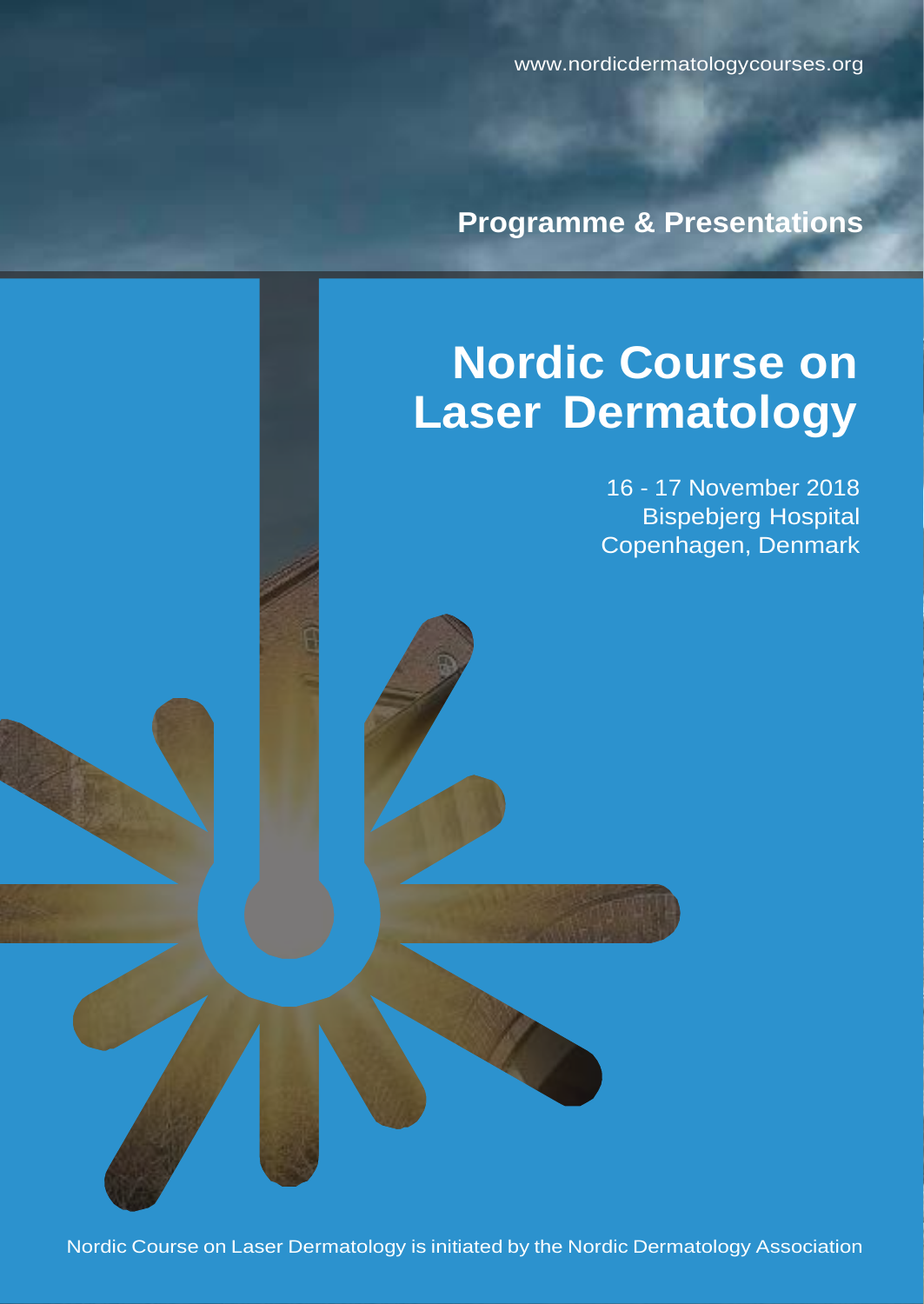www.nordicdermatologycourses.org

**Programme & Presentations**

# Nordic Course on Laser Dermatology

16 - 17 November 2018
Bispebjerg Hospital
Copenhagen, Denmark

Nordic Course on Laser Dermatology is initiated by the Nordic Dermatology Association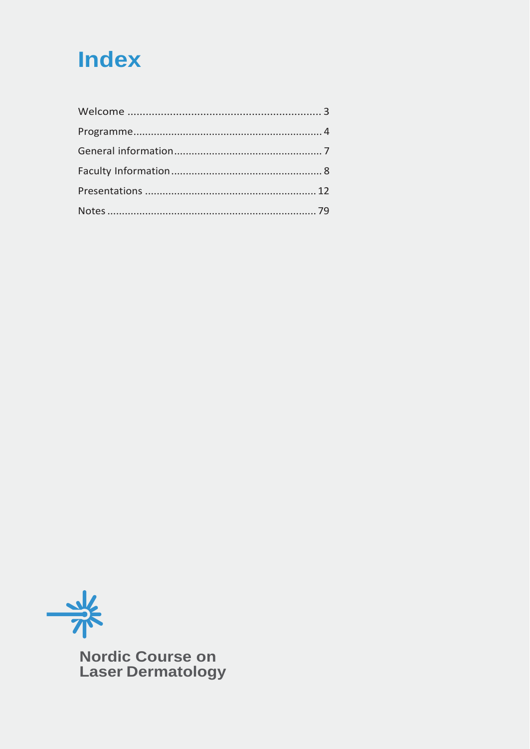# Index

| | |
|---|---|
| Welcome | 3 |
| Programme | 4 |
| General information | 7 |
| Faculty Information | 8 |
| Presentations | 12 |
| Notes | 79 |

**Nordic Course on Laser Dermatology**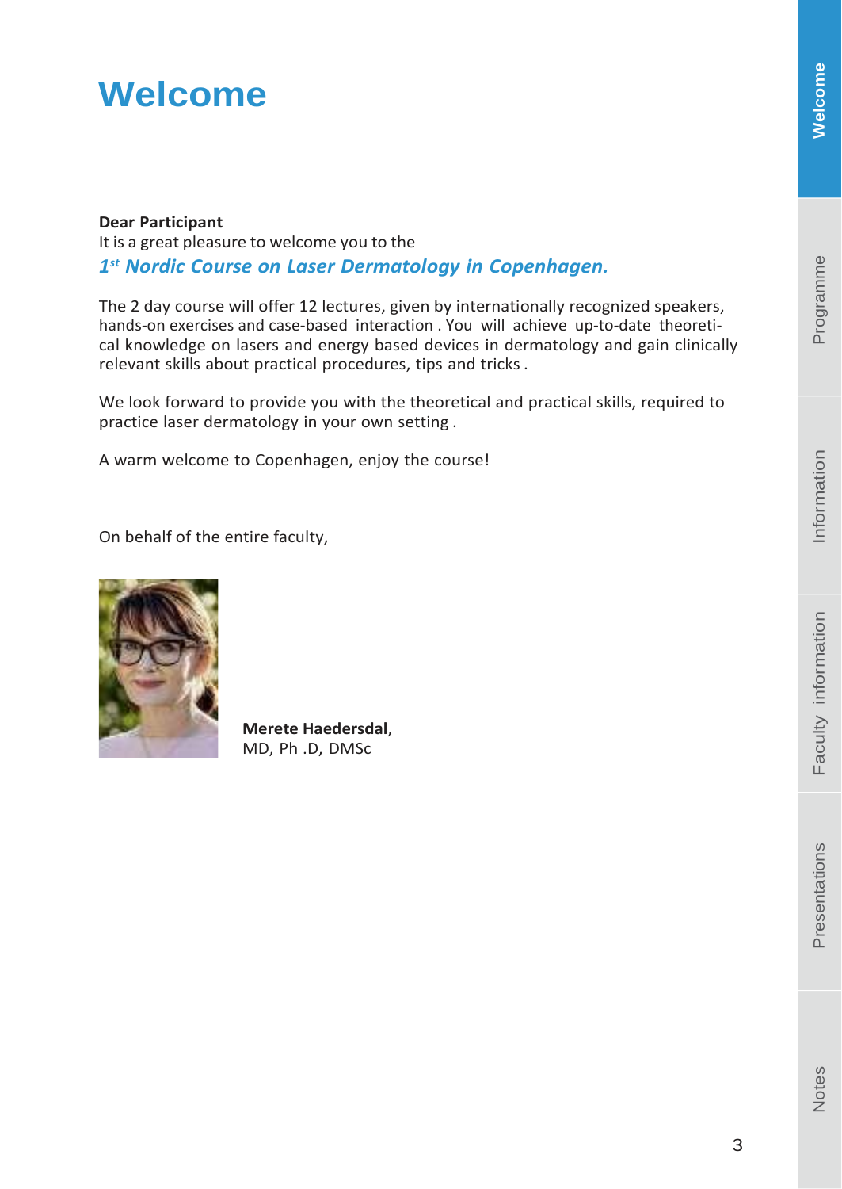# Welcome

**Dear Participant**
It is a great pleasure to welcome you to the
***1st Nordic Course on Laser Dermatology in Copenhagen.***

The 2 day course will offer 12 lectures, given by internationally recognized speakers, hands-on exercises and case-based interaction . You will achieve up-to-date theoretical knowledge on lasers and energy based devices in dermatology and gain clinically relevant skills about practical procedures, tips and tricks .

We look forward to provide you with the theoretical and practical skills, required to practice laser dermatology in your own setting .

A warm welcome to Copenhagen, enjoy the course!

On behalf of the entire faculty,

**Merete Haedersdal**,
MD, Ph .D, DMSc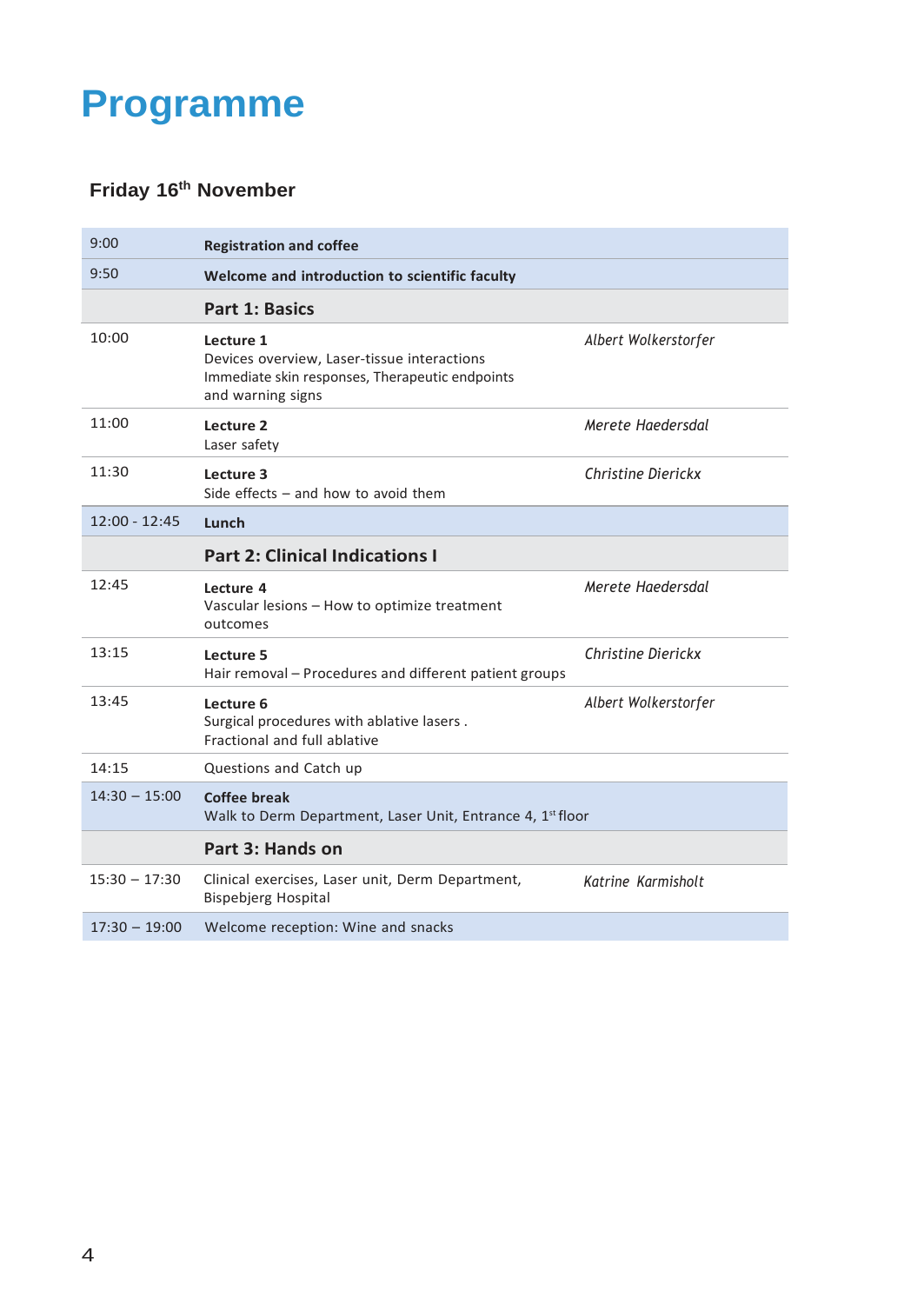# Programme

### Friday 16th November

| | | |
|---|---|---|
| 9:00 | **Registration and coffee** | |
| 9:50 | **Welcome and introduction to scientific faculty** | |
| | **Part 1: Basics** | |
| 10:00 | **Lecture 1**<br>Devices overview, Laser-tissue interactions<br>Immediate skin responses, Therapeutic endpoints and warning signs | *Albert Wolkerstorfer* |
| 11:00 | **Lecture 2**<br>Laser safety | *Merete Haedersdal* |
| 11:30 | **Lecture 3**<br>Side effects – and how to avoid them | *Christine Dierickx* |
| 12:00 - 12:45 | **Lunch** | |
| | **Part 2: Clinical Indications I** | |
| 12:45 | **Lecture 4**<br>Vascular lesions – How to optimize treatment outcomes | *Merete Haedersdal* |
| 13:15 | **Lecture 5**<br>Hair removal – Procedures and different patient groups | *Christine Dierickx* |
| 13:45 | **Lecture 6**<br>Surgical procedures with ablative lasers .<br>Fractional and full ablative | *Albert Wolkerstorfer* |
| 14:15 | Questions and Catch up | |
| 14:30 – 15:00 | **Coffee break**<br>Walk to Derm Department, Laser Unit, Entrance 4, 1st floor | |
| | **Part 3: Hands on** | |
| 15:30 – 17:30 | Clinical exercises, Laser unit, Derm Department, Bispebjerg Hospital | *Katrine Karmisholt* |
| 17:30 – 19:00 | Welcome reception: Wine and snacks | |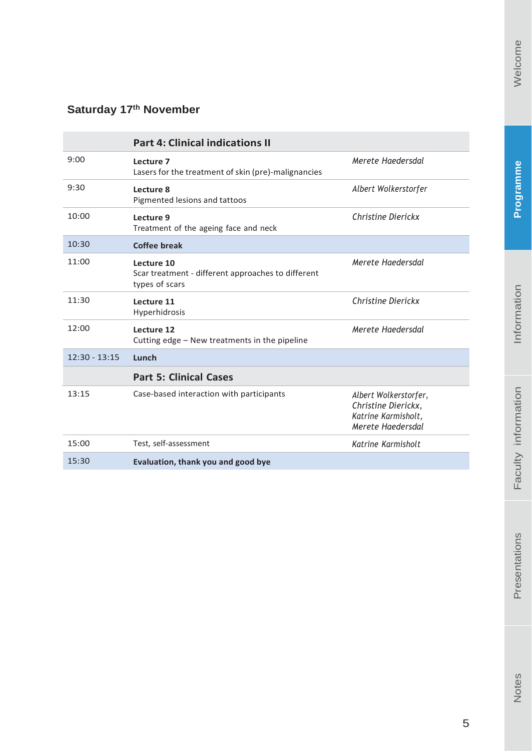## Saturday 17th November

| | Part 4: Clinical indications II | |
|---|---|---|
| 9:00 | **Lecture 7**<br>Lasers for the treatment of skin (pre)-malignancies | *Merete Haedersdal* |
| 9:30 | **Lecture 8**<br>Pigmented lesions and tattoos | *Albert Wolkerstorfer* |
| 10:00 | **Lecture 9**<br>Treatment of the ageing face and neck | *Christine Dierickx* |
| 10:30 | **Coffee break** | |
| 11:00 | **Lecture 10**<br>Scar treatment - different approaches to different types of scars | *Merete Haedersdal* |
| 11:30 | **Lecture 11**<br>Hyperhidrosis | *Christine Dierickx* |
| 12:00 | **Lecture 12**<br>Cutting edge – New treatments in the pipeline | *Merete Haedersdal* |
| 12:30 - 13:15 | **Lunch** | |
| | **Part 5: Clinical Cases** | |
| 13:15 | Case-based interaction with participants | *Albert Wolkerstorfer, Christine Dierickx, Katrine Karmisholt, Merete Haedersdal* |
| 15:00 | Test, self-assessment | *Katrine Karmisholt* |
| 15:30 | **Evaluation, thank you and good bye** | |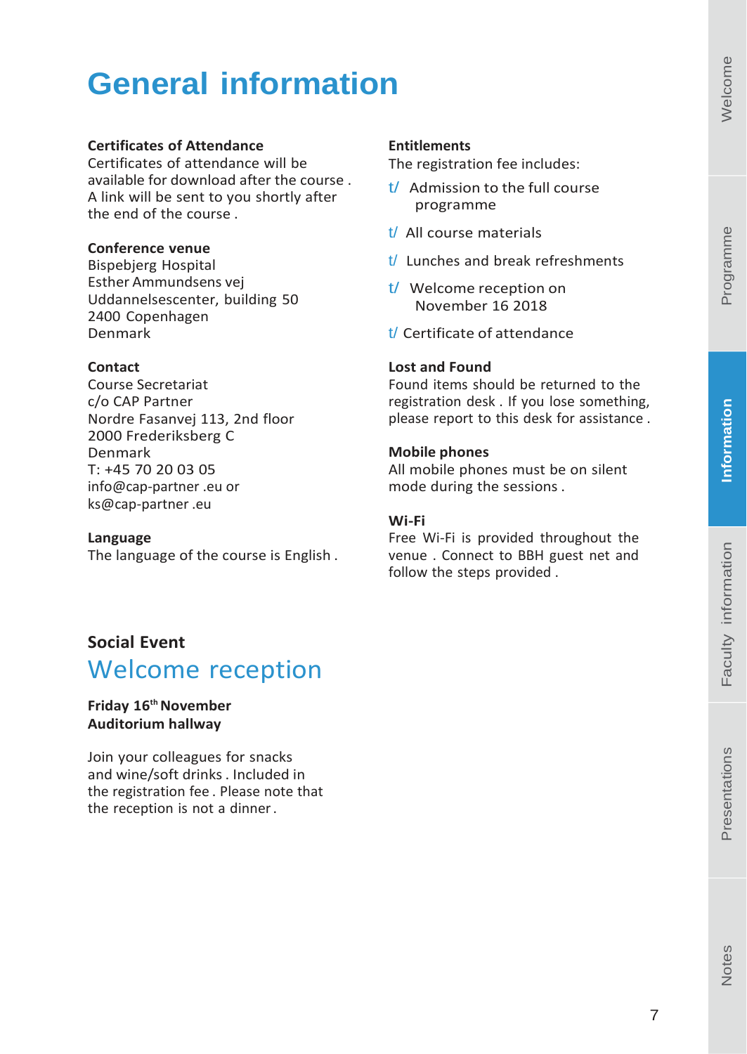# General information

**Certificates of Attendance**
Certificates of attendance will be available for download after the course. A link will be sent to you shortly after the end of the course.

**Conference venue**
Bispebjerg Hospital
Esther Ammundsens vej
Uddannelsescenter, building 50
2400 Copenhagen
Denmark

**Contact**
Course Secretariat
c/o CAP Partner
Nordre Fasanvej 113, 2nd floor
2000 Frederiksberg C
Denmark
T: +45 70 20 03 05
info@cap-partner.eu or
ks@cap-partner.eu

**Language**
The language of the course is English.

**Entitlements**
The registration fee includes:

- Admission to the full course programme
- All course materials
- Lunches and break refreshments
- Welcome reception on November 16 2018
- Certificate of attendance

**Lost and Found**
Found items should be returned to the registration desk. If you lose something, please report to this desk for assistance.

**Mobile phones**
All mobile phones must be on silent mode during the sessions.

**Wi-Fi**
Free Wi-Fi is provided throughout the venue. Connect to BBH guest net and follow the steps provided.

### Social Event

## Welcome reception

**Friday 16th November**
**Auditorium hallway**

Join your colleagues for snacks and wine/soft drinks. Included in the registration fee. Please note that the reception is not a dinner.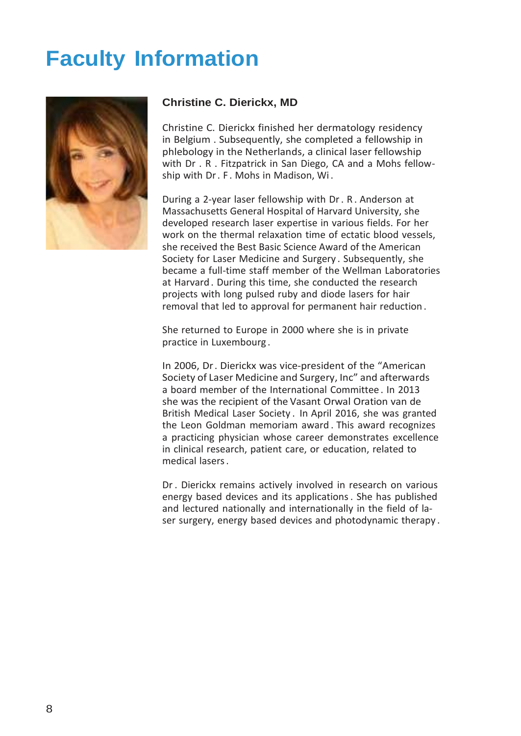# Faculty Information

### Christine C. Dierickx, MD

Christine C. Dierickx finished her dermatology residency in Belgium . Subsequently, she completed a fellowship in phlebology in the Netherlands, a clinical laser fellowship with Dr . R . Fitzpatrick in San Diego, CA and a Mohs fellowship with Dr . F . Mohs in Madison, Wi .

During a 2-year laser fellowship with Dr . R . Anderson at Massachusetts General Hospital of Harvard University, she developed research laser expertise in various fields. For her work on the thermal relaxation time of ectatic blood vessels, she received the Best Basic Science Award of the American Society for Laser Medicine and Surgery . Subsequently, she became a full-time staff member of the Wellman Laboratories at Harvard . During this time, she conducted the research projects with long pulsed ruby and diode lasers for hair removal that led to approval for permanent hair reduction .

She returned to Europe in 2000 where she is in private practice in Luxembourg .

In 2006, Dr . Dierickx was vice-president of the "American Society of Laser Medicine and Surgery, Inc" and afterwards a board member of the International Committee . In 2013 she was the recipient of the Vasant Orwal Oration van de British Medical Laser Society . In April 2016, she was granted the Leon Goldman memoriam award . This award recognizes a practicing physician whose career demonstrates excellence in clinical research, patient care, or education, related to medical lasers .

Dr . Dierickx remains actively involved in research on various energy based devices and its applications . She has published and lectured nationally and internationally in the field of laser surgery, energy based devices and photodynamic therapy .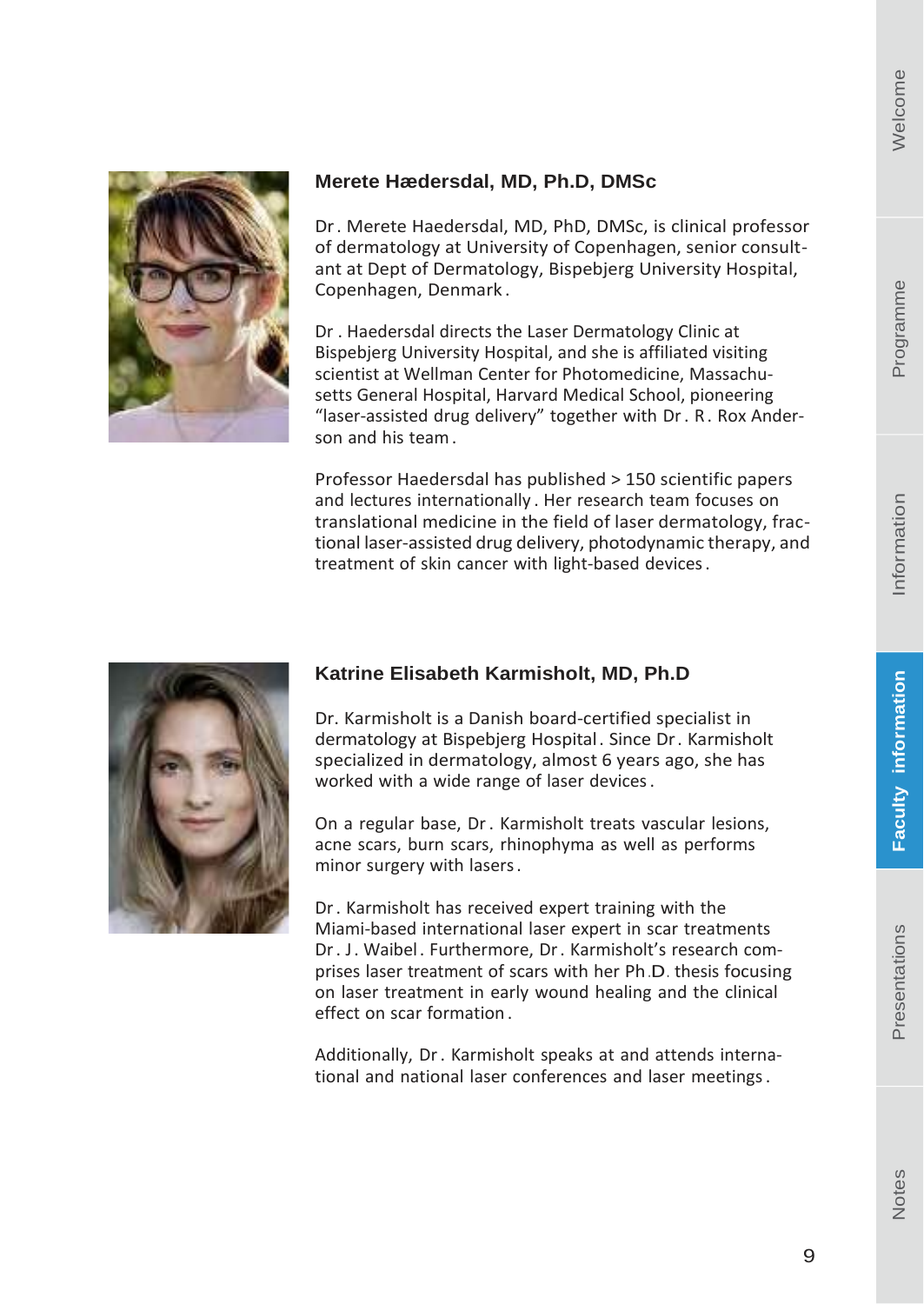## Merete Hædersdal, MD, Ph.D, DMSc

Dr. Merete Haedersdal, MD, PhD, DMSc, is clinical professor of dermatology at University of Copenhagen, senior consultant at Dept of Dermatology, Bispebjerg University Hospital, Copenhagen, Denmark.

Dr. Haedersdal directs the Laser Dermatology Clinic at Bispebjerg University Hospital, and she is affiliated visiting scientist at Wellman Center for Photomedicine, Massachusetts General Hospital, Harvard Medical School, pioneering "laser-assisted drug delivery" together with Dr. R. Rox Anderson and his team.

Professor Haedersdal has published > 150 scientific papers and lectures internationally. Her research team focuses on translational medicine in the field of laser dermatology, fractional laser-assisted drug delivery, photodynamic therapy, and treatment of skin cancer with light-based devices.

## Katrine Elisabeth Karmisholt, MD, Ph.D

Dr. Karmisholt is a Danish board-certified specialist in dermatology at Bispebjerg Hospital. Since Dr. Karmisholt specialized in dermatology, almost 6 years ago, she has worked with a wide range of laser devices.

On a regular base, Dr. Karmisholt treats vascular lesions, acne scars, burn scars, rhinophyma as well as performs minor surgery with lasers.

Dr. Karmisholt has received expert training with the Miami-based international laser expert in scar treatments Dr. J. Waibel. Furthermore, Dr. Karmisholt's research comprises laser treatment of scars with her Ph.D. thesis focusing on laser treatment in early wound healing and the clinical effect on scar formation.

Additionally, Dr. Karmisholt speaks at and attends international and national laser conferences and laser meetings.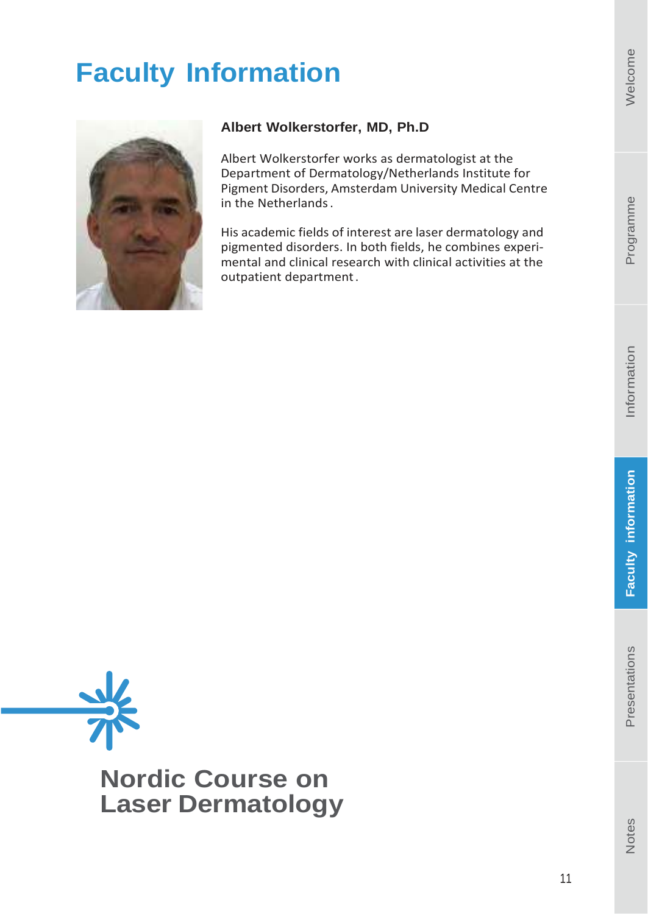# Faculty Information

**Albert Wolkerstorfer, MD, Ph.D**

Albert Wolkerstorfer works as dermatologist at the Department of Dermatology/Netherlands Institute for Pigment Disorders, Amsterdam University Medical Centre in the Netherlands.

His academic fields of interest are laser dermatology and pigmented disorders. In both fields, he combines experimental and clinical research with clinical activities at the outpatient department.

**Nordic Course on Laser Dermatology**